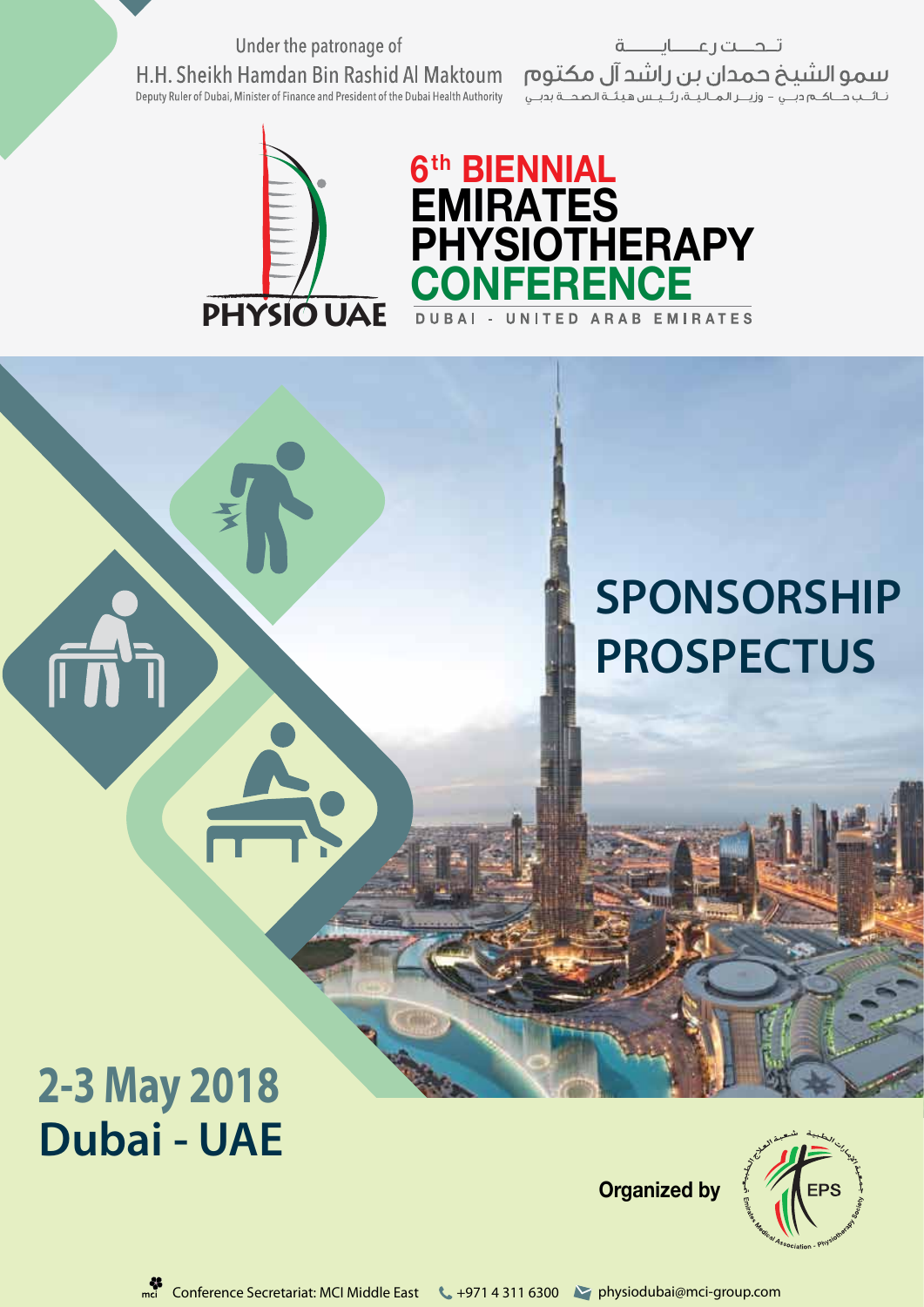Under the patronage of

H.H. Sheikh Hamdan Bin Rashid Al Maktoum

Deputy Ruler of Dubai, Minister of Finance and President of the Dubai Health Authority

تحت رعاية

سمو الشيخ حمدان بن راشد آل مكتوم

نائب حاكم دبي - وزير المالية، رئيس هيئة الصحة بدبي

PHYSIO UAE

# 6th BIENNIAL EMIRATES PHYSIOTHERAPY CONFERENCE

DUBAI - UNITED ARAB EMIRATES

# SPONSORSHIP PROSPECTUS

## 2-3 May 2018
## Dubai - UAE

**Organized by**

EPS — Emirates Medical Association - Physiotherapy Society

جمعية الإمارات الطبية شعبة العلاج الطبيعي

Conference Secretariat: MCI Middle East | +971 4 311 6300 | physiodubai@mci-group.com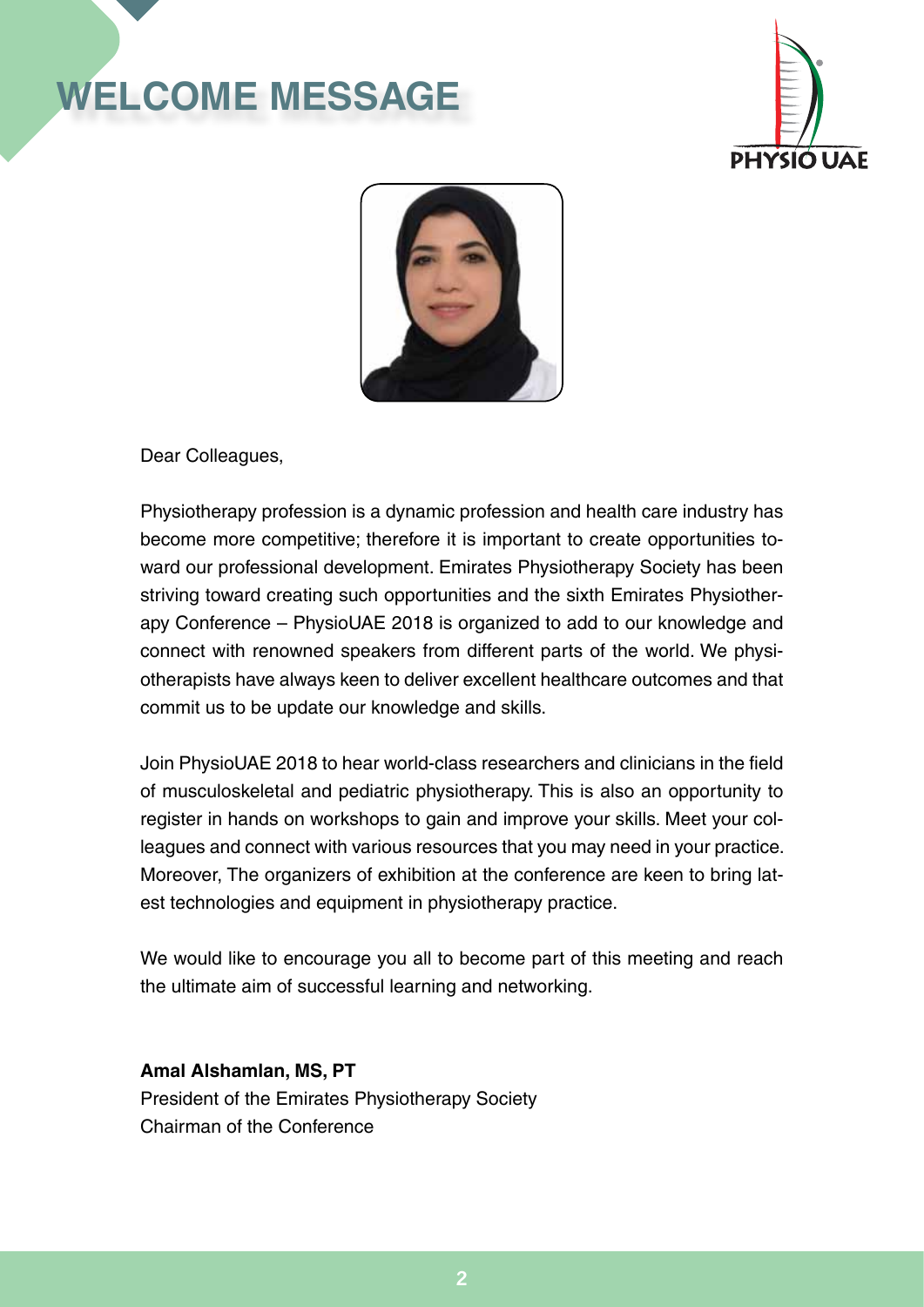# WELCOME MESSAGE

Dear Colleagues,

Physiotherapy profession is a dynamic profession and health care industry has become more competitive; therefore it is important to create opportunities toward our professional development. Emirates Physiotherapy Society has been striving toward creating such opportunities and the sixth Emirates Physiotherapy Conference – PhysioUAE 2018 is organized to add to our knowledge and connect with renowned speakers from different parts of the world. We physiotherapists have always keen to deliver excellent healthcare outcomes and that commit us to be update our knowledge and skills.

Join PhysioUAE 2018 to hear world-class researchers and clinicians in the field of musculoskeletal and pediatric physiotherapy. This is also an opportunity to register in hands on workshops to gain and improve your skills. Meet your colleagues and connect with various resources that you may need in your practice. Moreover, The organizers of exhibition at the conference are keen to bring latest technologies and equipment in physiotherapy practice.

We would like to encourage you all to become part of this meeting and reach the ultimate aim of successful learning and networking.

**Amal Alshamlan, MS, PT**
President of the Emirates Physiotherapy Society
Chairman of the Conference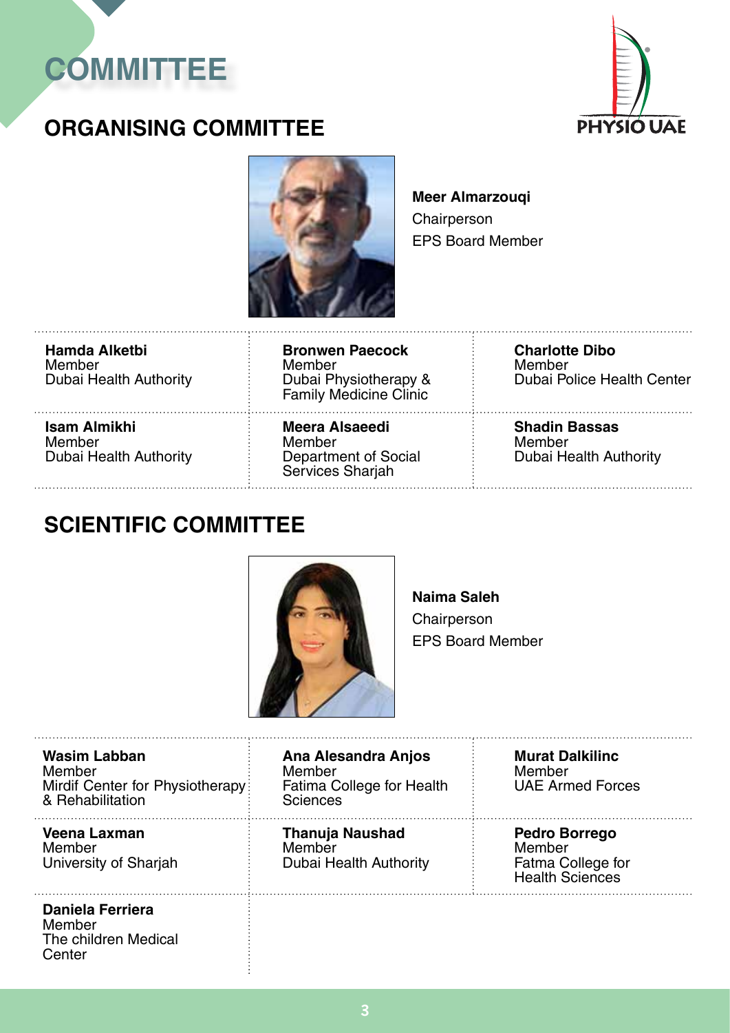# COMMITTEE

## ORGANISING COMMITTEE

**Meer Almarzouqi**
Chairperson
EPS Board Member

| | | |
|---|---|---|
| **Hamda Alketbi**<br>Member<br>Dubai Health Authority | **Bronwen Paecock**<br>Member<br>Dubai Physiotherapy & Family Medicine Clinic | **Charlotte Dibo**<br>Member<br>Dubai Police Health Center |
| **Isam Almikhi**<br>Member<br>Dubai Health Authority | **Meera Alsaeedi**<br>Member<br>Department of Social Services Sharjah | **Shadin Bassas**<br>Member<br>Dubai Health Authority |

## SCIENTIFIC COMMITTEE

**Naima Saleh**
Chairperson
EPS Board Member

| | | |
|---|---|---|
| **Wasim Labban**<br>Member<br>Mirdif Center for Physiotherapy & Rehabilitation | **Ana Alesandra Anjos**<br>Member<br>Fatima College for Health Sciences | **Murat Dalkilinc**<br>Member<br>UAE Armed Forces |
| **Veena Laxman**<br>Member<br>University of Sharjah | **Thanuja Naushad**<br>Member<br>Dubai Health Authority | **Pedro Borrego**<br>Member<br>Fatma College for Health Sciences |
| **Daniela Ferriera**<br>Member<br>The children Medical Center | | |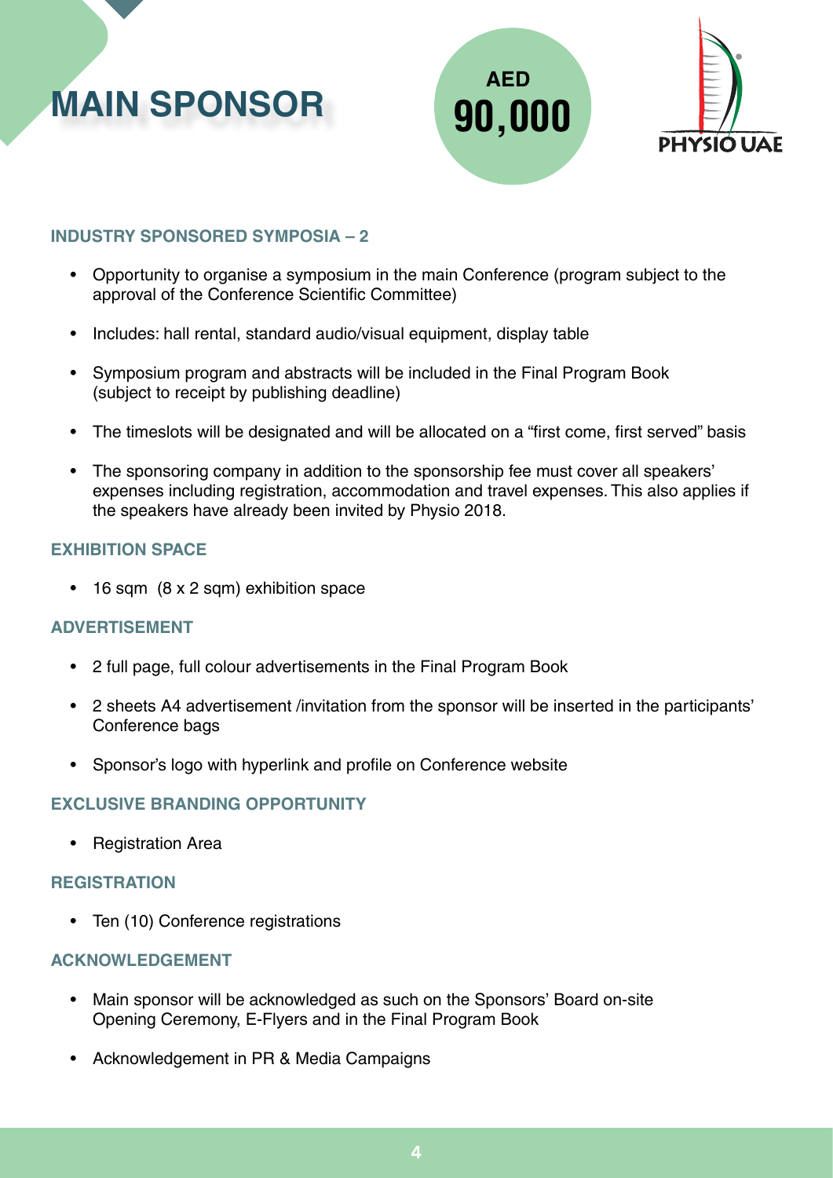# MAIN SPONSOR

**AED 90,000**

PHYSIO UAE

### INDUSTRY SPONSORED SYMPOSIA – 2

- Opportunity to organise a symposium in the main Conference (program subject to the approval of the Conference Scientific Committee)
- Includes: hall rental, standard audio/visual equipment, display table
- Symposium program and abstracts will be included in the Final Program Book (subject to receipt by publishing deadline)
- The timeslots will be designated and will be allocated on a "first come, first served" basis
- The sponsoring company in addition to the sponsorship fee must cover all speakers' expenses including registration, accommodation and travel expenses. This also applies if the speakers have already been invited by Physio 2018.

### EXHIBITION SPACE

- 16 sqm (8 x 2 sqm) exhibition space

### ADVERTISEMENT

- 2 full page, full colour advertisements in the Final Program Book
- 2 sheets A4 advertisement /invitation from the sponsor will be inserted in the participants' Conference bags
- Sponsor's logo with hyperlink and profile on Conference website

### EXCLUSIVE BRANDING OPPORTUNITY

- Registration Area

### REGISTRATION

- Ten (10) Conference registrations

### ACKNOWLEDGEMENT

- Main sponsor will be acknowledged as such on the Sponsors' Board on-site Opening Ceremony, E-Flyers and in the Final Program Book
- Acknowledgement in PR & Media Campaigns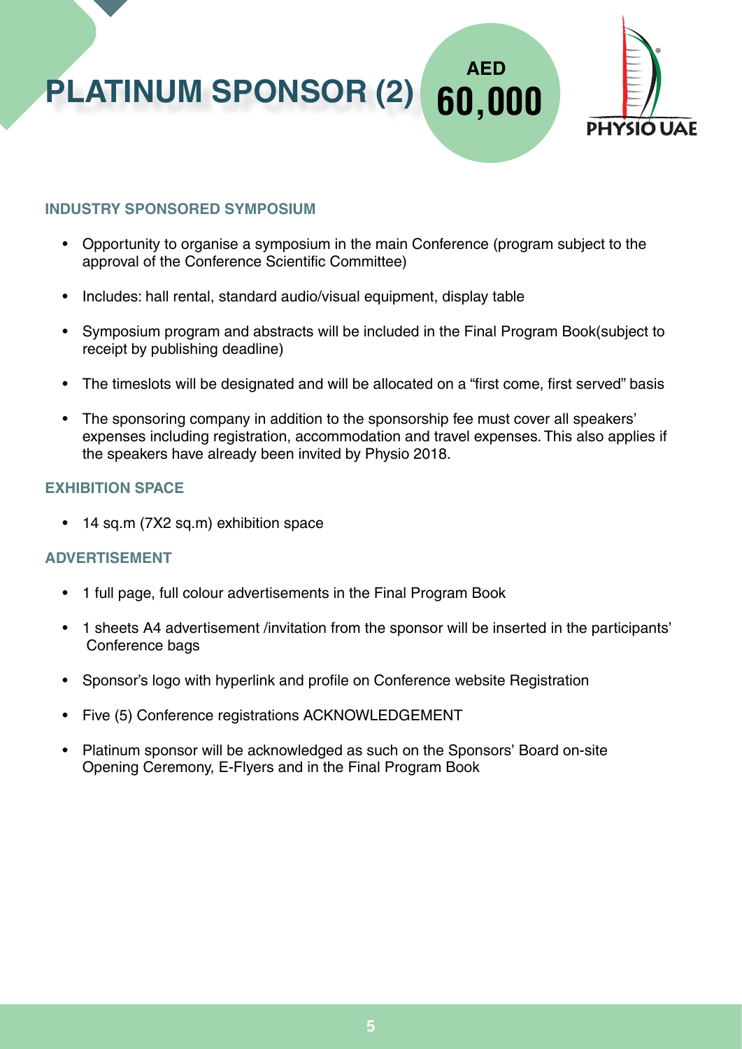# PLATINUM SPONSOR (2)

**AED 60,000**

PHYSIO UAE

### INDUSTRY SPONSORED SYMPOSIUM

- Opportunity to organise a symposium in the main Conference (program subject to the approval of the Conference Scientific Committee)
- Includes: hall rental, standard audio/visual equipment, display table
- Symposium program and abstracts will be included in the Final Program Book(subject to receipt by publishing deadline)
- The timeslots will be designated and will be allocated on a "first come, first served" basis
- The sponsoring company in addition to the sponsorship fee must cover all speakers' expenses including registration, accommodation and travel expenses. This also applies if the speakers have already been invited by Physio 2018.

### EXHIBITION SPACE

- 14 sq.m (7X2 sq.m) exhibition space

### ADVERTISEMENT

- 1 full page, full colour advertisements in the Final Program Book
- 1 sheets A4 advertisement /invitation from the sponsor will be inserted in the participants' Conference bags
- Sponsor's logo with hyperlink and profile on Conference website Registration
- Five (5) Conference registrations ACKNOWLEDGEMENT
- Platinum sponsor will be acknowledged as such on the Sponsors' Board on-site Opening Ceremony, E-Flyers and in the Final Program Book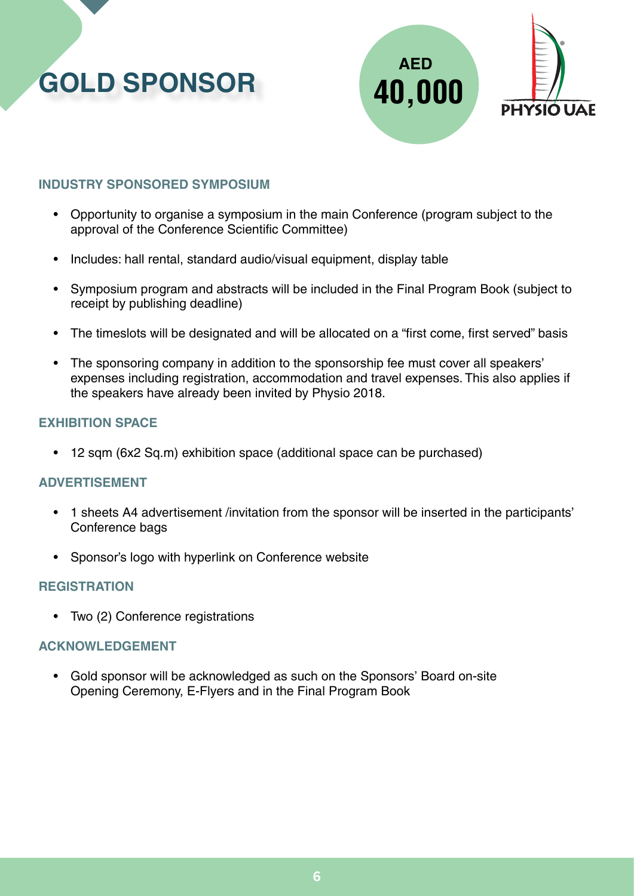# GOLD SPONSOR

**AED 40,000**

PHYSIO UAE

### INDUSTRY SPONSORED SYMPOSIUM

- Opportunity to organise a symposium in the main Conference (program subject to the approval of the Conference Scientific Committee)
- Includes: hall rental, standard audio/visual equipment, display table
- Symposium program and abstracts will be included in the Final Program Book (subject to receipt by publishing deadline)
- The timeslots will be designated and will be allocated on a "first come, first served" basis
- The sponsoring company in addition to the sponsorship fee must cover all speakers' expenses including registration, accommodation and travel expenses. This also applies if the speakers have already been invited by Physio 2018.

### EXHIBITION SPACE

- 12 sqm (6x2 Sq.m) exhibition space (additional space can be purchased)

### ADVERTISEMENT

- 1 sheets A4 advertisement /invitation from the sponsor will be inserted in the participants' Conference bags
- Sponsor's logo with hyperlink on Conference website

### REGISTRATION

- Two (2) Conference registrations

### ACKNOWLEDGEMENT

- Gold sponsor will be acknowledged as such on the Sponsors' Board on-site Opening Ceremony, E-Flyers and in the Final Program Book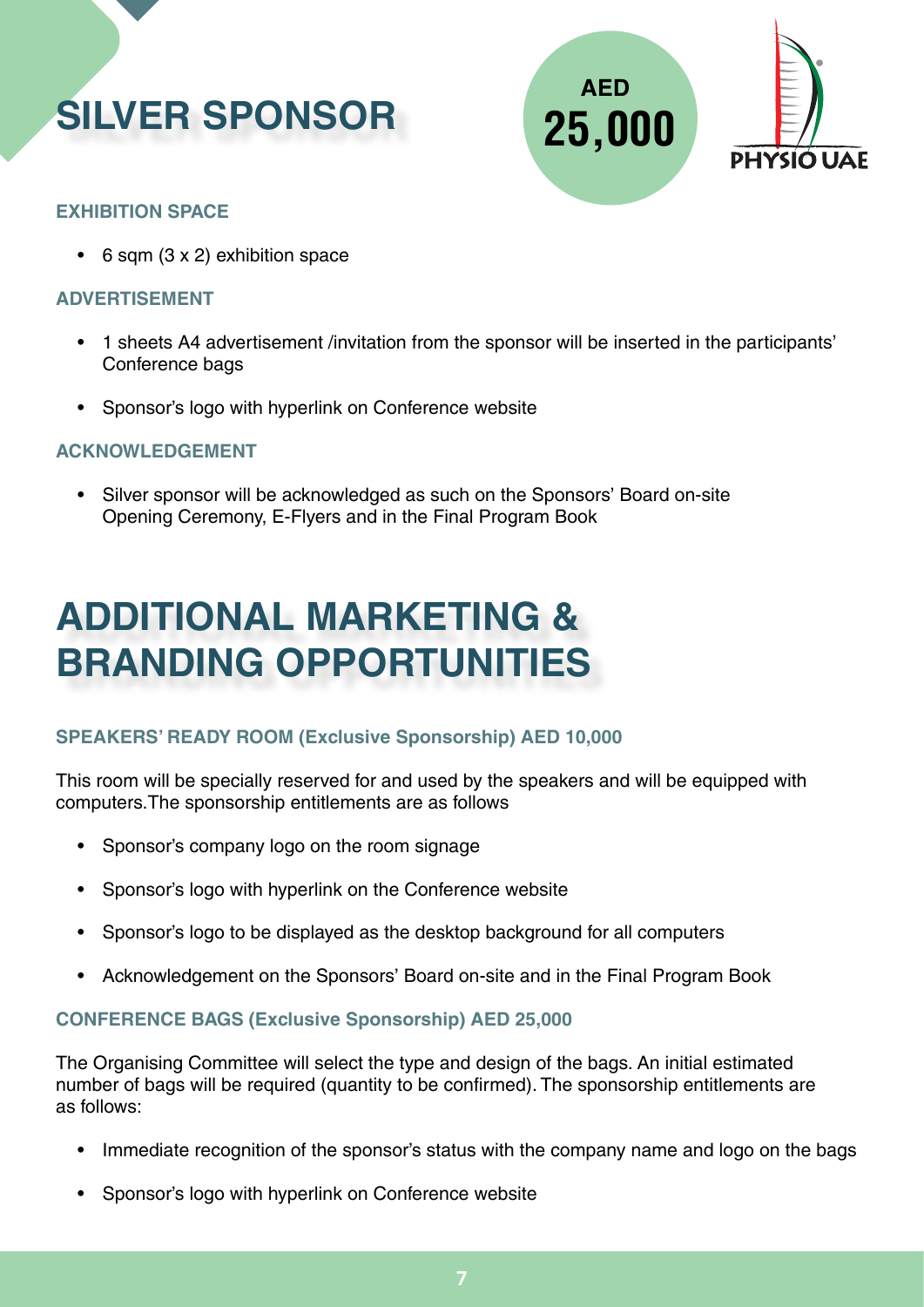# SILVER SPONSOR

AED **25,000**

PHYSIO UAE

### EXHIBITION SPACE

- 6 sqm (3 x 2) exhibition space

### ADVERTISEMENT

- 1 sheets A4 advertisement /invitation from the sponsor will be inserted in the participants' Conference bags
- Sponsor's logo with hyperlink on Conference website

### ACKNOWLEDGEMENT

- Silver sponsor will be acknowledged as such on the Sponsors' Board on-site Opening Ceremony, E-Flyers and in the Final Program Book

# ADDITIONAL MARKETING & BRANDING OPPORTUNITIES

### SPEAKERS' READY ROOM (Exclusive Sponsorship) AED 10,000

This room will be specially reserved for and used by the speakers and will be equipped with computers.The sponsorship entitlements are as follows

- Sponsor's company logo on the room signage
- Sponsor's logo with hyperlink on the Conference website
- Sponsor's logo to be displayed as the desktop background for all computers
- Acknowledgement on the Sponsors' Board on-site and in the Final Program Book

### CONFERENCE BAGS (Exclusive Sponsorship) AED 25,000

The Organising Committee will select the type and design of the bags. An initial estimated number of bags will be required (quantity to be confirmed). The sponsorship entitlements are as follows:

- Immediate recognition of the sponsor's status with the company name and logo on the bags
- Sponsor's logo with hyperlink on Conference website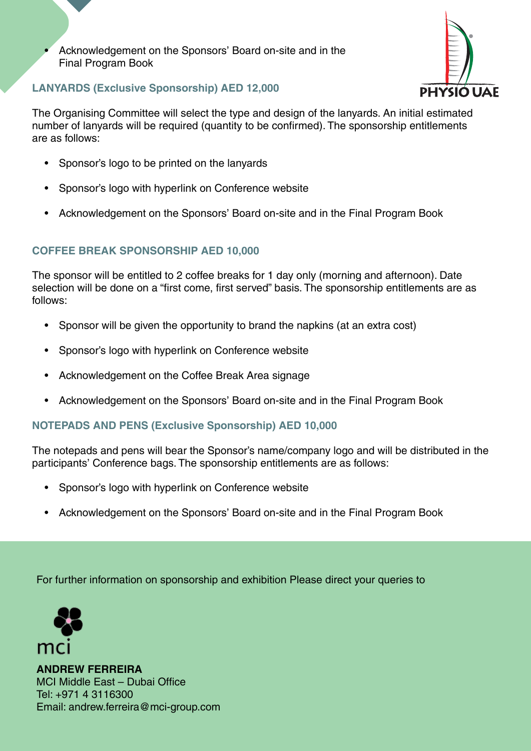- Acknowledgement on the Sponsors' Board on-site and in the Final Program Book

### LANYARDS (Exclusive Sponsorship) AED 12,000

The Organising Committee will select the type and design of the lanyards. An initial estimated number of lanyards will be required (quantity to be confirmed). The sponsorship entitlements are as follows:

- Sponsor's logo to be printed on the lanyards
- Sponsor's logo with hyperlink on Conference website
- Acknowledgement on the Sponsors' Board on-site and in the Final Program Book

### COFFEE BREAK SPONSORSHIP AED 10,000

The sponsor will be entitled to 2 coffee breaks for 1 day only (morning and afternoon). Date selection will be done on a "first come, first served" basis. The sponsorship entitlements are as follows:

- Sponsor will be given the opportunity to brand the napkins (at an extra cost)
- Sponsor's logo with hyperlink on Conference website
- Acknowledgement on the Coffee Break Area signage
- Acknowledgement on the Sponsors' Board on-site and in the Final Program Book

### NOTEPADS AND PENS (Exclusive Sponsorship) AED 10,000

The notepads and pens will bear the Sponsor's name/company logo and will be distributed in the participants' Conference bags. The sponsorship entitlements are as follows:

- Sponsor's logo with hyperlink on Conference website
- Acknowledgement on the Sponsors' Board on-site and in the Final Program Book

For further information on sponsorship and exhibition Please direct your queries to

mci

**ANDREW FERREIRA**
MCI Middle East – Dubai Office
Tel: +971 4 3116300
Email: andrew.ferreira@mci-group.com